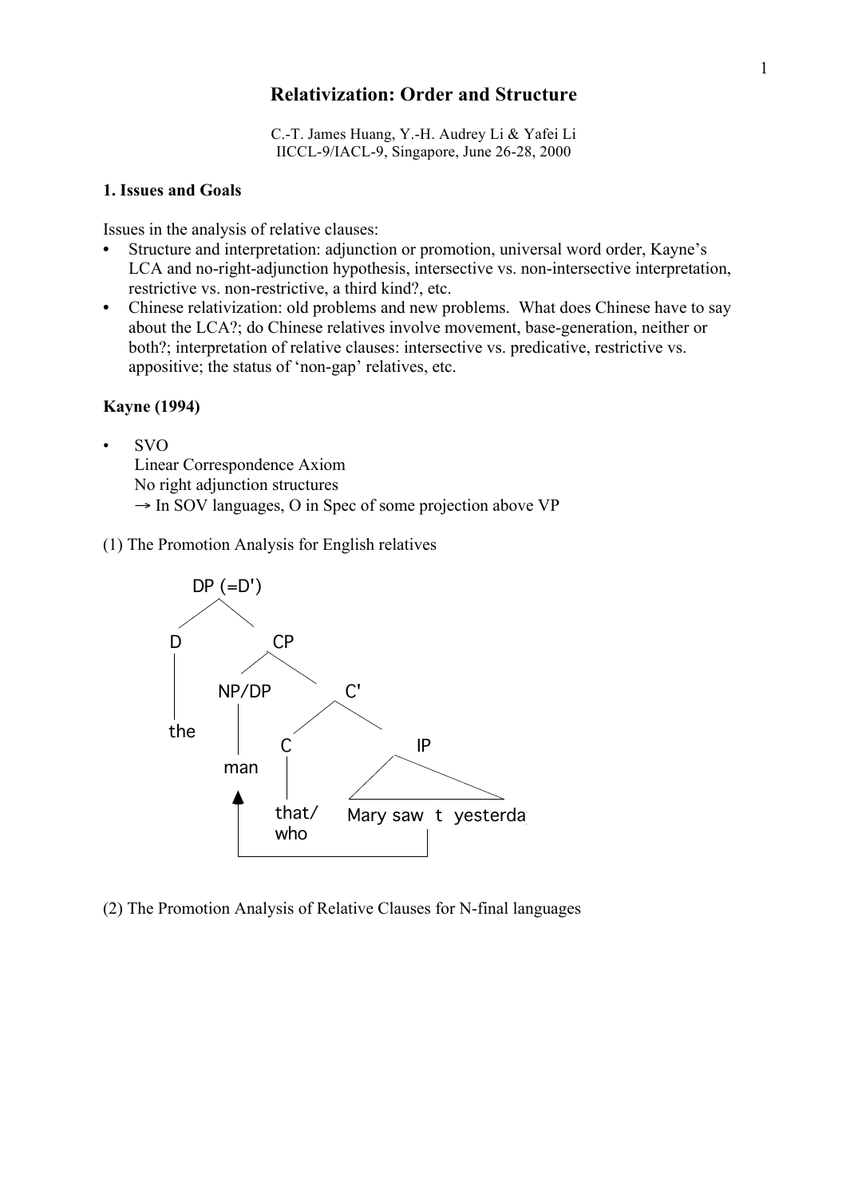# Relativization: Order and Structure

C.-T. James Huang, Y.-H. Audrey Li & Yafei Li
IICCL-9/IACL-9, Singapore, June 26-28, 2000

## 1. Issues and Goals

Issues in the analysis of relative clauses:

- Structure and interpretation: adjunction or promotion, universal word order, Kayne's LCA and no-right-adjunction hypothesis, intersective vs. non-intersective interpretation, restrictive vs. non-restrictive, a third kind?, etc.
- Chinese relativization: old problems and new problems. What does Chinese have to say about the LCA?; do Chinese relatives involve movement, base-generation, neither or both?; interpretation of relative clauses: intersective vs. predicative, restrictive vs. appositive; the status of 'non-gap' relatives, etc.

**Kayne (1994)**

- SVO
  Linear Correspondence Axiom
  No right adjunction structures
  → In SOV languages, O in Spec of some projection above VP

(1) The Promotion Analysis for English relatives

```
DP (=D')
├── D
│   └── the
└── CP
    ├── NP/DP
    │   └── man  ◄──────────┐
    └── C'                  │
        ├── C               │
        │   └── that/who    │
        └── IP              │
            └── Mary saw t yesterday
```

(2) The Promotion Analysis of Relative Clauses for N-final languages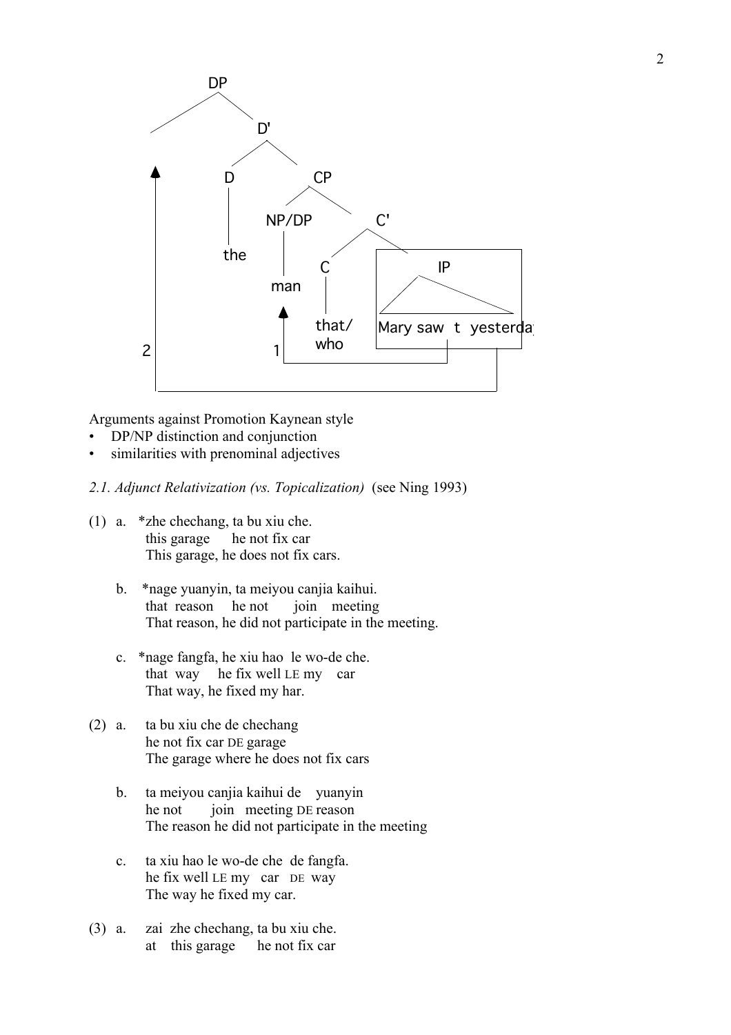```
                DP
              /    \
                    D'
                  /    \
                D        CP
                |      /    \
               the  NP/DP     C'
                      |     /    \
                     man   C      IP
                           |     /  \
                         that/  Mary saw  t  yesterday
                         who
   2 (movement to Spec,DP)   1 (movement to Spec,CP)
```

Arguments against Promotion Kaynean style

- DP/NP distinction and conjunction
- similarities with prenominal adjectives

*2.1. Adjunct Relativization (vs. Topicalization)* (see Ning 1993)

(1) a. \*zhe chechang, ta bu xiu che.
this garage he not fix car
This garage, he does not fix cars.

b. \*nage yuanyin, ta meiyou canjia kaihui.
that reason he not join meeting
That reason, he did not participate in the meeting.

c. \*nage fangfa, he xiu hao le wo-de che.
that way he fix well LE my car
That way, he fixed my har.

(2) a. ta bu xiu che de chechang
he not fix car DE garage
The garage where he does not fix cars

b. ta meiyou canjia kaihui de yuanyin
he not join meeting DE reason
The reason he did not participate in the meeting

c. ta xiu hao le wo-de che de fangfa.
he fix well LE my car DE way
The way he fixed my car.

(3) a. zai zhe chechang, ta bu xiu che.
at this garage he not fix car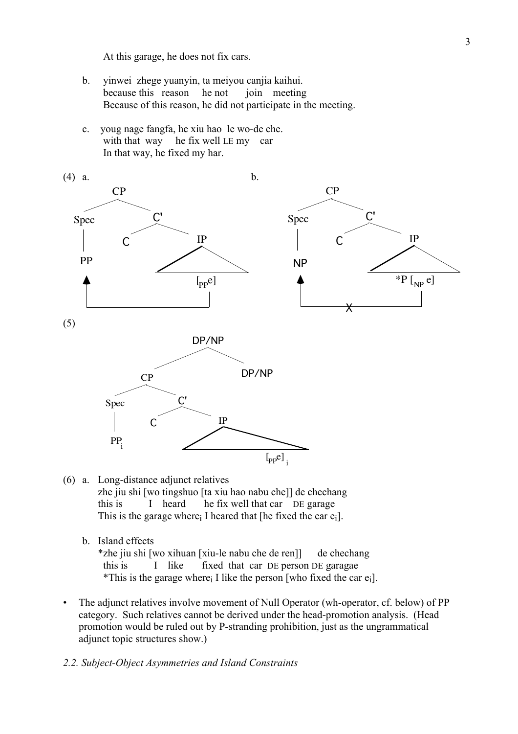At this garage, he does not fix cars.

b. yinwei zhege yuanyin, ta meiyou canjia kaihui.
   because this reason he not join meeting
   Because of this reason, he did not participate in the meeting.

c. youg nage fangfa, he xiu hao le wo-de che.
   with that way he fix well LE my car
   In that way, he fixed my har.

(4) a.

```
        CP
       /  \
    Spec   C'
     |    /  \
    PP   C    IP
    ^        /  \
    |      [PPe]
    |________|
```

b.

```
        CP
       /  \
    Spec   C'
     |    /  \
    NP   C    IP
    ^        /  \
    |     *P [NP e]
    |_____X____|
```

(5)

```
            DP/NP
           /     \
         CP       DP/NP
        /  \
     Spec   C'
      |    /  \
     PPi  C    IP
              /  \
             [PPe]i
```

(6) a. Long-distance adjunct relatives
   zhe jiu shi [wo tingshuo [ta xiu hao nabu che]] de chechang
   this is I heard he fix well that car DE garage
   This is the garage where$_i$ I heared that [he fixed the car e$_i$].

b. Island effects
   *zhe jiu shi [wo xihuan [xiu-le nabu che de ren]] de chechang
   this is I like fixed that car DE person DE garagae
   *This is the garage where$_i$ I like the person [who fixed the car e$_i$].

- The adjunct relatives involve movement of Null Operator (wh-operator, cf. below) of PP category. Such relatives cannot be derived under the head-promotion analysis. (Head promotion would be ruled out by P-stranding prohibition, just as the ungrammatical adjunct topic structures show.)

*2.2. Subject-Object Asymmetries and Island Constraints*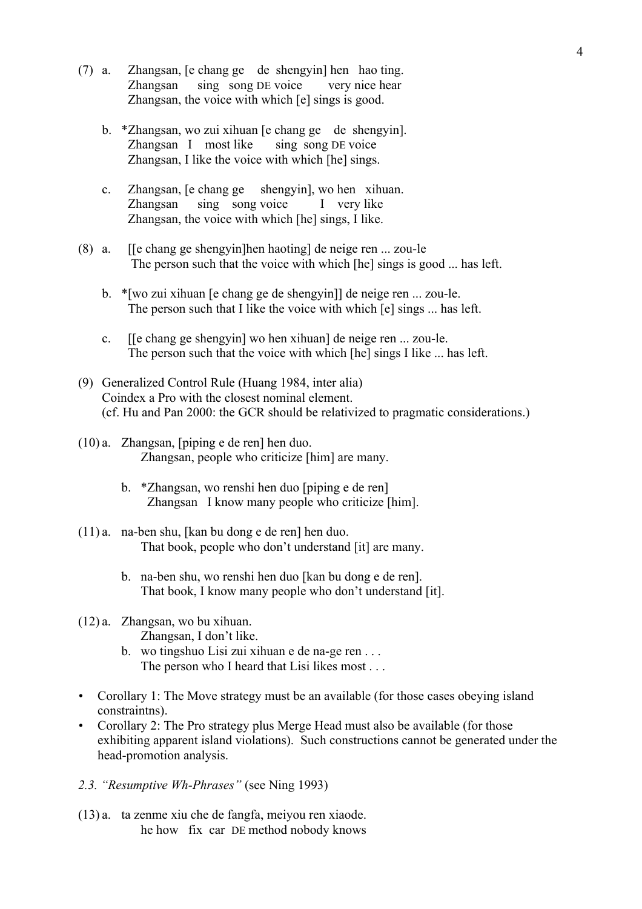(7) a. Zhangsan, [e chang ge de shengyin] hen hao ting.
   Zhangsan sing song DE voice very nice hear
   Zhangsan, the voice with which [e] sings is good.

b. *Zhangsan, wo zui xihuan [e chang ge de shengyin].
   Zhangsan I most like sing song DE voice
   Zhangsan, I like the voice with which [he] sings.

c. Zhangsan, [e chang ge shengyin], wo hen xihuan.
   Zhangsan sing song voice I very like
   Zhangsan, the voice with which [he] sings, I like.

(8) a. [[e chang ge shengyin]hen haoting] de neige ren ... zou-le
   The person such that the voice with which [he] sings is good ... has left.

b. *[wo zui xihuan [e chang ge de shengyin]] de neige ren ... zou-le.
   The person such that I like the voice with which [e] sings ... has left.

c. [[e chang ge shengyin] wo hen xihuan] de neige ren ... zou-le.
   The person such that the voice with which [he] sings I like ... has left.

(9) Generalized Control Rule (Huang 1984, inter alia)
   Coindex a Pro with the closest nominal element.
   (cf. Hu and Pan 2000: the GCR should be relativized to pragmatic considerations.)

(10) a. Zhangsan, [piping e de ren] hen duo.
   Zhangsan, people who criticize [him] are many.

b. *Zhangsan, wo renshi hen duo [piping e de ren]
   Zhangsan I know many people who criticize [him].

(11) a. na-ben shu, [kan bu dong e de ren] hen duo.
   That book, people who don't understand [it] are many.

b. na-ben shu, wo renshi hen duo [kan bu dong e de ren].
   That book, I know many people who don't understand [it].

(12) a. Zhangsan, wo bu xihuan.
   Zhangsan, I don't like.

b. wo tingshuo Lisi zui xihuan e de na-ge ren . . .
   The person who I heard that Lisi likes most . . .

- Corollary 1: The Move strategy must be an available (for those cases obeying island constraintns).
- Corollary 2: The Pro strategy plus Merge Head must also be available (for those exhibiting apparent island violations). Such constructions cannot be generated under the head-promotion analysis.

*2.3. "Resumptive Wh-Phrases"* (see Ning 1993)

(13) a. ta zenme xiu che de fangfa, meiyou ren xiaode.
   he how fix car DE method nobody knows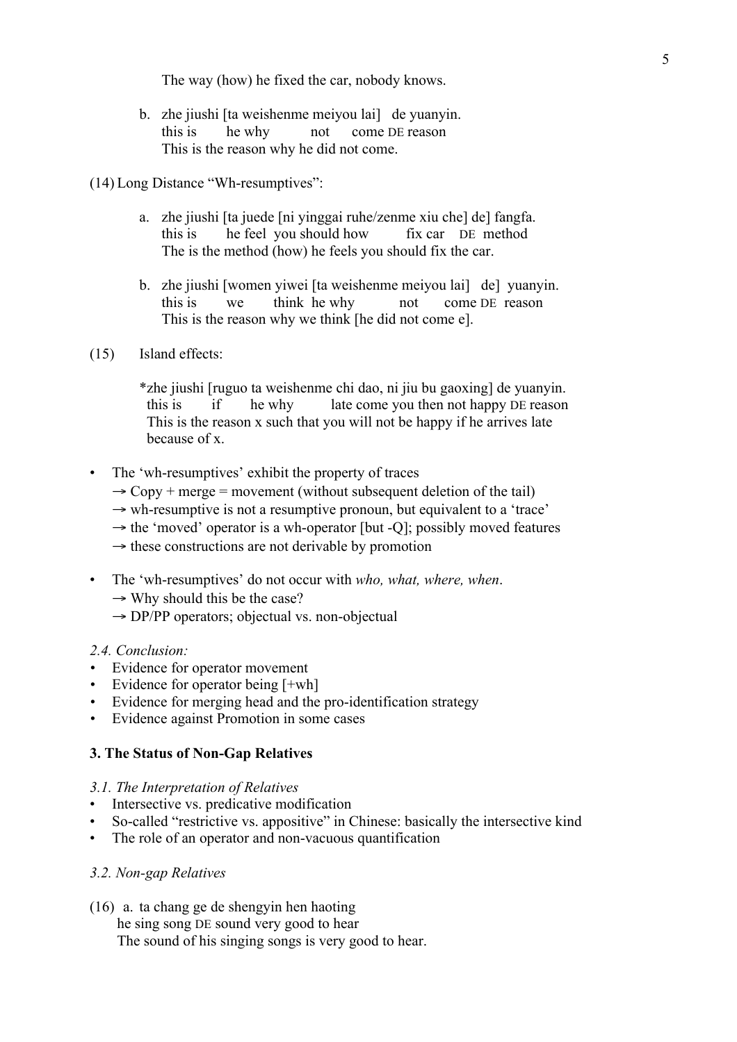The way (how) he fixed the car, nobody knows.

b. zhe jiushi [ta weishenme meiyou lai] de yuanyin.
   this is he why not come DE reason
   This is the reason why he did not come.

(14) Long Distance "Wh-resumptives":

a. zhe jiushi [ta juede [ni yinggai ruhe/zenme xiu che] de] fangfa.
   this is he feel you should how fix car DE method
   The is the method (how) he feels you should fix the car.

b. zhe jiushi [women yiwei [ta weishenme meiyou lai] de] yuanyin.
   this is we think he why not come DE reason
   This is the reason why we think [he did not come e].

(15) Island effects:

*zhe jiushi [ruguo ta weishenme chi dao, ni jiu bu gaoxing] de yuanyin.
 this is if he why late come you then not happy DE reason
 This is the reason x such that you will not be happy if he arrives late because of x.

- The 'wh-resumptives' exhibit the property of traces
  → Copy + merge = movement (without subsequent deletion of the tail)
  → wh-resumptive is not a resumptive pronoun, but equivalent to a 'trace'
  → the 'moved' operator is a wh-operator [but -Q]; possibly moved features
  → these constructions are not derivable by promotion

- The 'wh-resumptives' do not occur with *who, what, where, when*.
  → Why should this be the case?
  → DP/PP operators; objectual vs. non-objectual

*2.4. Conclusion:*

- Evidence for operator movement
- Evidence for operator being [+wh]
- Evidence for merging head and the pro-identification strategy
- Evidence against Promotion in some cases

**3. The Status of Non-Gap Relatives**

*3.1. The Interpretation of Relatives*

- Intersective vs. predicative modification
- So-called "restrictive vs. appositive" in Chinese: basically the intersective kind
- The role of an operator and non-vacuous quantification

*3.2. Non-gap Relatives*

(16) a. ta chang ge de shengyin hen haoting
   he sing song DE sound very good to hear
   The sound of his singing songs is very good to hear.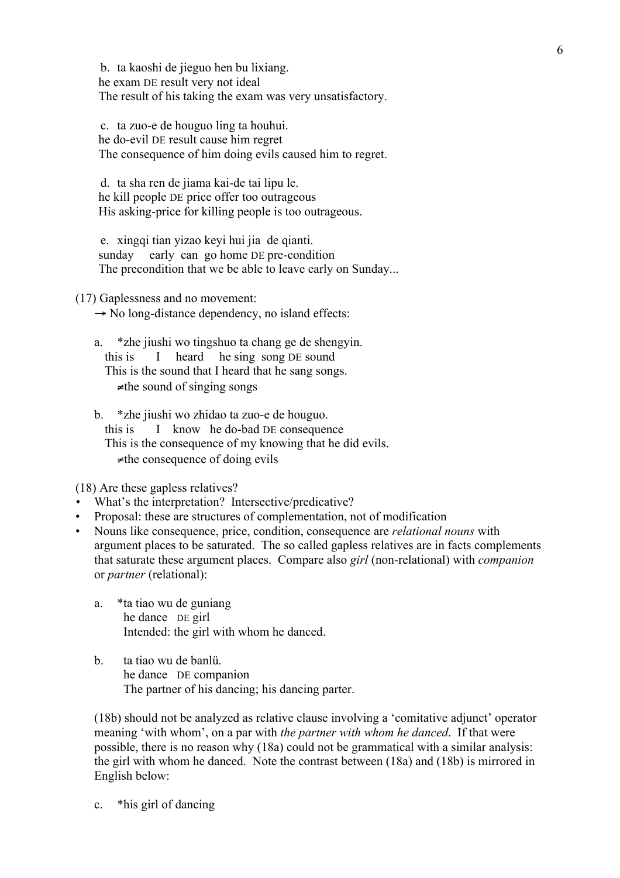b. ta kaoshi de jieguo hen bu lixiang.
he exam DE result very not ideal
The result of his taking the exam was very unsatisfactory.

c. ta zuo-e de houguo ling ta houhui.
he do-evil DE result cause him regret
The consequence of him doing evils caused him to regret.

d. ta sha ren de jiama kai-de tai lipu le.
he kill people DE price offer too outrageous
His asking-price for killing people is too outrageous.

e. xingqi tian yizao keyi hui jia de qianti.
sunday early can go home DE pre-condition
The precondition that we be able to leave early on Sunday...

(17) Gaplessness and no movement:
→ No long-distance dependency, no island effects:

a. *zhe jiushi wo tingshuo ta chang ge de shengyin.
this is I heard he sing song DE sound
This is the sound that I heard that he sang songs.
≠the sound of singing songs

b. *zhe jiushi wo zhidao ta zuo-e de houguo.
this is I know he do-bad DE consequence
This is the consequence of my knowing that he did evils.
≠the consequence of doing evils

(18) Are these gapless relatives?

- What's the interpretation? Intersective/predicative?
- Proposal: these are structures of complementation, not of modification
- Nouns like consequence, price, condition, consequence are *relational nouns* with argument places to be saturated. The so called gapless relatives are in facts complements that saturate these argument places. Compare also *girl* (non-relational) with *companion* or *partner* (relational):

a. *ta tiao wu de guniang
he dance DE girl
Intended: the girl with whom he danced.

b. ta tiao wu de banlü.
he dance DE companion
The partner of his dancing; his dancing parter.

(18b) should not be analyzed as relative clause involving a 'comitative adjunct' operator meaning 'with whom', on a par with *the partner with whom he danced*. If that were possible, there is no reason why (18a) could not be grammatical with a similar analysis: the girl with whom he danced. Note the contrast between (18a) and (18b) is mirrored in English below:

c. *his girl of dancing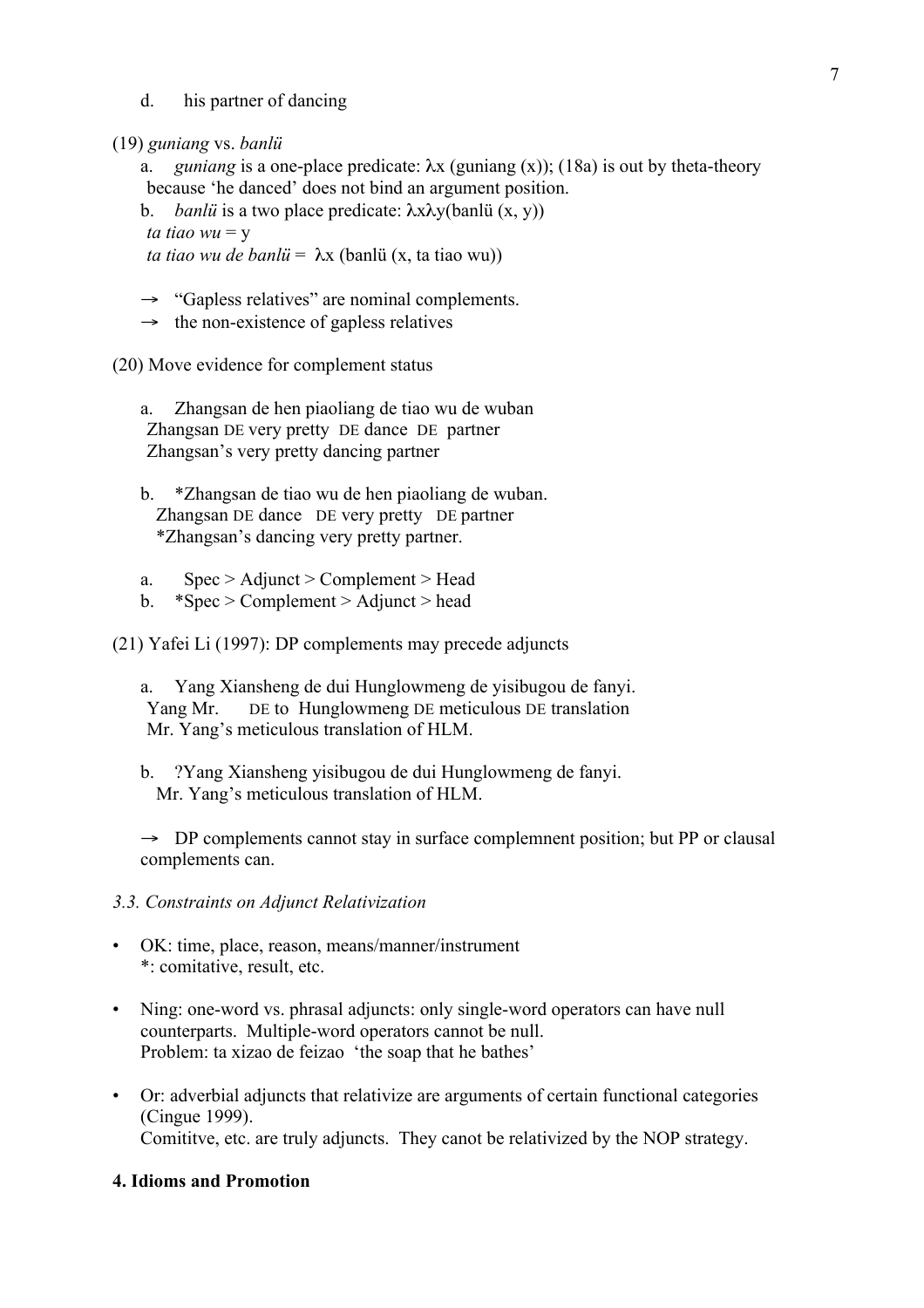d. his partner of dancing

(19) *guniang* vs. *banlü*

a. *guniang* is a one-place predicate: $\lambda x$ (guniang (x)); (18a) is out by theta-theory because 'he danced' does not bind an argument position.

b. *banlü* is a two place predicate: $\lambda x \lambda y$(banlü (x, y))
*ta tiao wu* = y
*ta tiao wu de banlü* = $\lambda x$ (banlü (x, ta tiao wu))

→ "Gapless relatives" are nominal complements.
→ the non-existence of gapless relatives

(20) Move evidence for complement status

a. Zhangsan de hen piaoliang de tiao wu de wuban
Zhangsan DE very pretty DE dance DE partner
Zhangsan's very pretty dancing partner

b. *Zhangsan de tiao wu de hen piaoliang de wuban.
Zhangsan DE dance DE very pretty DE partner
*Zhangsan's dancing very pretty partner.

a. Spec > Adjunct > Complement > Head
b. *Spec > Complement > Adjunct > head

(21) Yafei Li (1997): DP complements may precede adjuncts

a. Yang Xiansheng de dui Hunglowmeng de yisibugou de fanyi.
Yang Mr. DE to Hunglowmeng DE meticulous DE translation
Mr. Yang's meticulous translation of HLM.

b. ?Yang Xiansheng yisibugou de dui Hunglowmeng de fanyi.
Mr. Yang's meticulous translation of HLM.

→ DP complements cannot stay in surface complemnent position; but PP or clausal complements can.

*3.3. Constraints on Adjunct Relativization*

- OK: time, place, reason, means/manner/instrument
  *: comitative, result, etc.

- Ning: one-word vs. phrasal adjuncts: only single-word operators can have null counterparts. Multiple-word operators cannot be null.
  Problem: ta xizao de feizao 'the soap that he bathes'

- Or: adverbial adjuncts that relativize are arguments of certain functional categories (Cingue 1999).
  Comititve, etc. are truly adjuncts. They canot be relativized by the NOP strategy.

**4. Idioms and Promotion**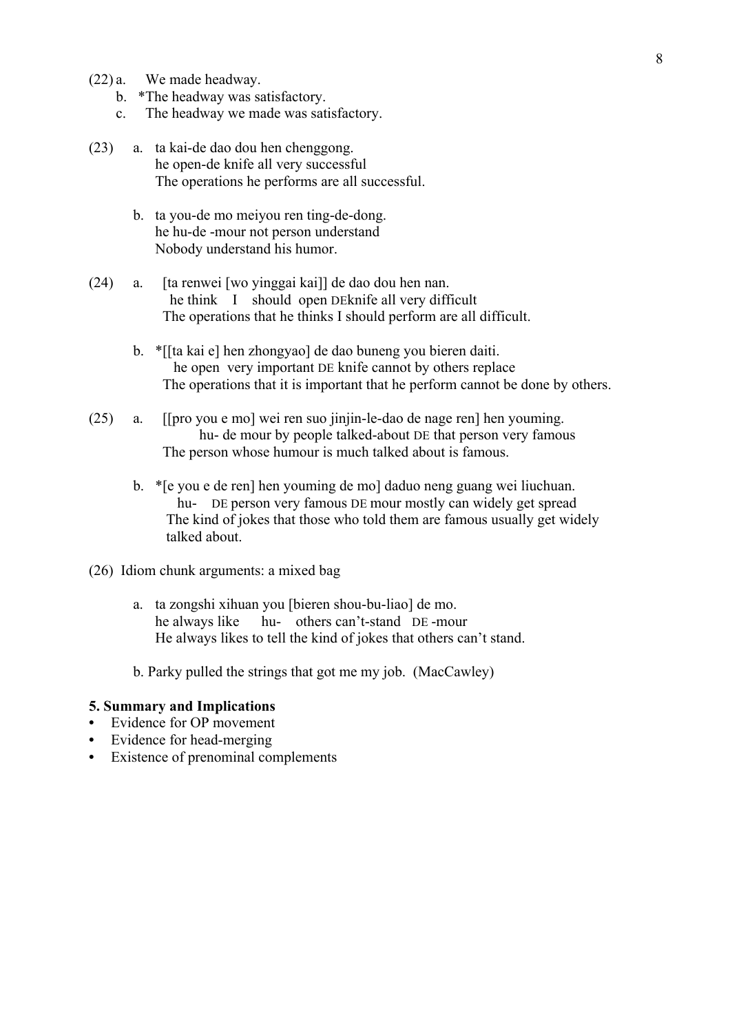(22) a. We made headway.

b. *The headway was satisfactory.

c. The headway we made was satisfactory.

(23) a. ta kai-de dao dou hen chenggong.
he open-de knife all very successful
The operations he performs are all successful.

b. ta you-de mo meiyou ren ting-de-dong.
he hu-de -mour not person understand
Nobody understand his humor.

(24) a. [ta renwei [wo yinggai kai]] de dao dou hen nan.
he think I should open DEknife all very difficult
The operations that he thinks I should perform are all difficult.

b. *[[ta kai e] hen zhongyao] de dao buneng you bieren daiti.
he open very important DE knife cannot by others replace
The operations that it is important that he perform cannot be done by others.

(25) a. [[pro you e mo] wei ren suo jinjin-le-dao de nage ren] hen youming.
hu- de mour by people talked-about DE that person very famous
The person whose humour is much talked about is famous.

b. *[e you e de ren] hen youming de mo] daduo neng guang wei liuchuan.
hu- DE person very famous DE mour mostly can widely get spread
The kind of jokes that those who told them are famous usually get widely talked about.

(26) Idiom chunk arguments: a mixed bag

a. ta zongshi xihuan you [bieren shou-bu-liao] de mo.
he always like hu- others can't-stand DE -mour
He always likes to tell the kind of jokes that others can't stand.

b. Parky pulled the strings that got me my job. (MacCawley)

**5. Summary and Implications**

- Evidence for OP movement
- Evidence for head-merging
- Existence of prenominal complements